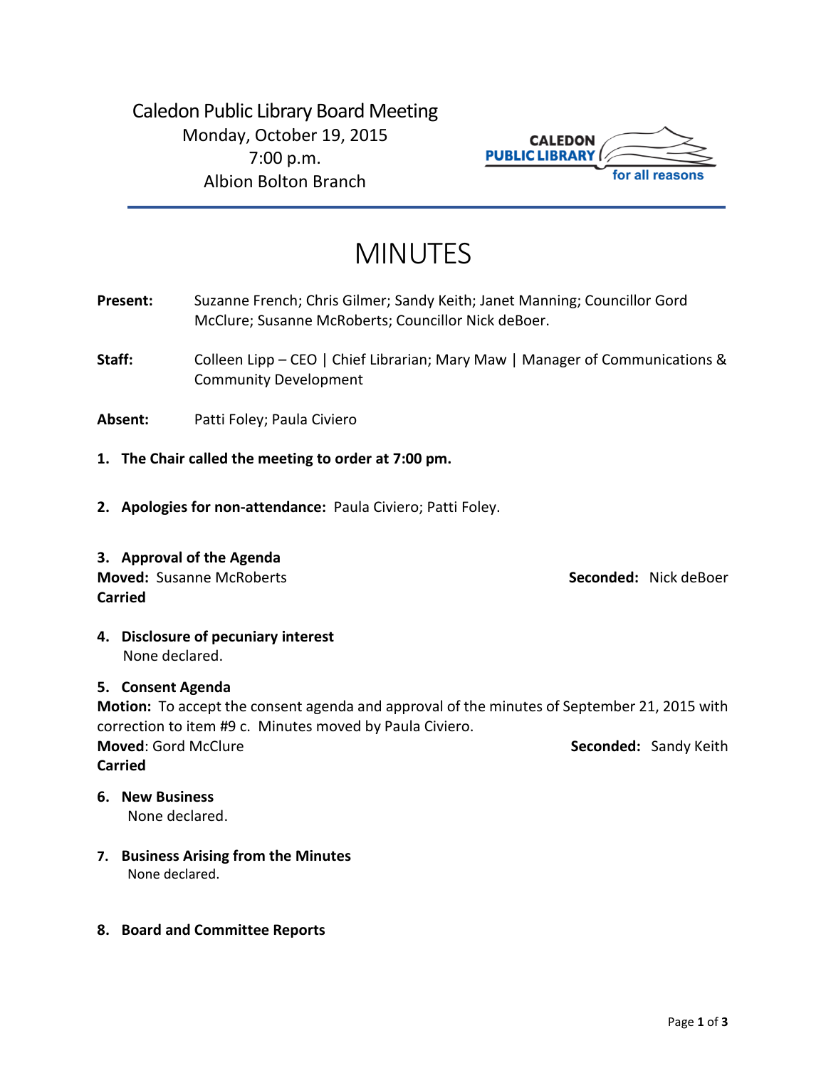Caledon Public Library Board Meeting
Monday, October 19, 2015
7:00 p.m.
Albion Bolton Branch

CALEDON PUBLIC LIBRARY for all reasons

# MINUTES

**Present:** Suzanne French; Chris Gilmer; Sandy Keith; Janet Manning; Councillor Gord McClure; Susanne McRoberts; Councillor Nick deBoer.

**Staff:** Colleen Lipp – CEO | Chief Librarian; Mary Maw | Manager of Communications & Community Development

**Absent:** Patti Foley; Paula Civiero

1. **The Chair called the meeting to order at 7:00 pm.**

2. **Apologies for non-attendance:** Paula Civiero; Patti Foley.

3. **Approval of the Agenda**

**Moved:** Susanne McRoberts **Seconded:** Nick deBoer
**Carried**

4. **Disclosure of pecuniary interest**
None declared.

5. **Consent Agenda**

**Motion:** To accept the consent agenda and approval of the minutes of September 21, 2015 with correction to item #9 c. Minutes moved by Paula Civiero.
**Moved**: Gord McClure **Seconded:** Sandy Keith
**Carried**

6. **New Business**
None declared.

7. **Business Arising from the Minutes**
None declared.

8. **Board and Committee Reports**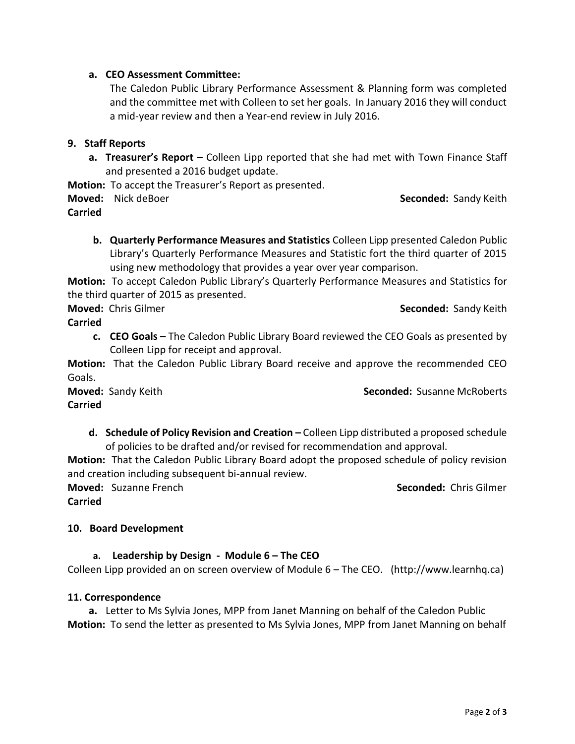**a. CEO Assessment Committee:**

The Caledon Public Library Performance Assessment & Planning form was completed and the committee met with Colleen to set her goals. In January 2016 they will conduct a mid-year review and then a Year-end review in July 2016.

**9. Staff Reports**

**a. Treasurer's Report –** Colleen Lipp reported that she had met with Town Finance Staff and presented a 2016 budget update.

**Motion:** To accept the Treasurer's Report as presented.

**Moved:** Nick deBoer **Seconded:** Sandy Keith

**Carried**

**b. Quarterly Performance Measures and Statistics** Colleen Lipp presented Caledon Public Library's Quarterly Performance Measures and Statistic fort the third quarter of 2015 using new methodology that provides a year over year comparison.

**Motion:** To accept Caledon Public Library's Quarterly Performance Measures and Statistics for the third quarter of 2015 as presented.

**Moved:** Chris Gilmer **Seconded:** Sandy Keith

**Carried**

**c. CEO Goals –** The Caledon Public Library Board reviewed the CEO Goals as presented by Colleen Lipp for receipt and approval.

**Motion:** That the Caledon Public Library Board receive and approve the recommended CEO Goals.

**Moved:** Sandy Keith **Seconded:** Susanne McRoberts

**Carried**

**d. Schedule of Policy Revision and Creation –** Colleen Lipp distributed a proposed schedule of policies to be drafted and/or revised for recommendation and approval.

**Motion:** That the Caledon Public Library Board adopt the proposed schedule of policy revision and creation including subsequent bi-annual review.

**Moved:** Suzanne French **Seconded:** Chris Gilmer

**Carried**

**10. Board Development**

**a. Leadership by Design - Module 6 – The CEO**

Colleen Lipp provided an on screen overview of Module 6 – The CEO. (http://www.learnhq.ca)

**11. Correspondence**

**a.** Letter to Ms Sylvia Jones, MPP from Janet Manning on behalf of the Caledon Public

**Motion:** To send the letter as presented to Ms Sylvia Jones, MPP from Janet Manning on behalf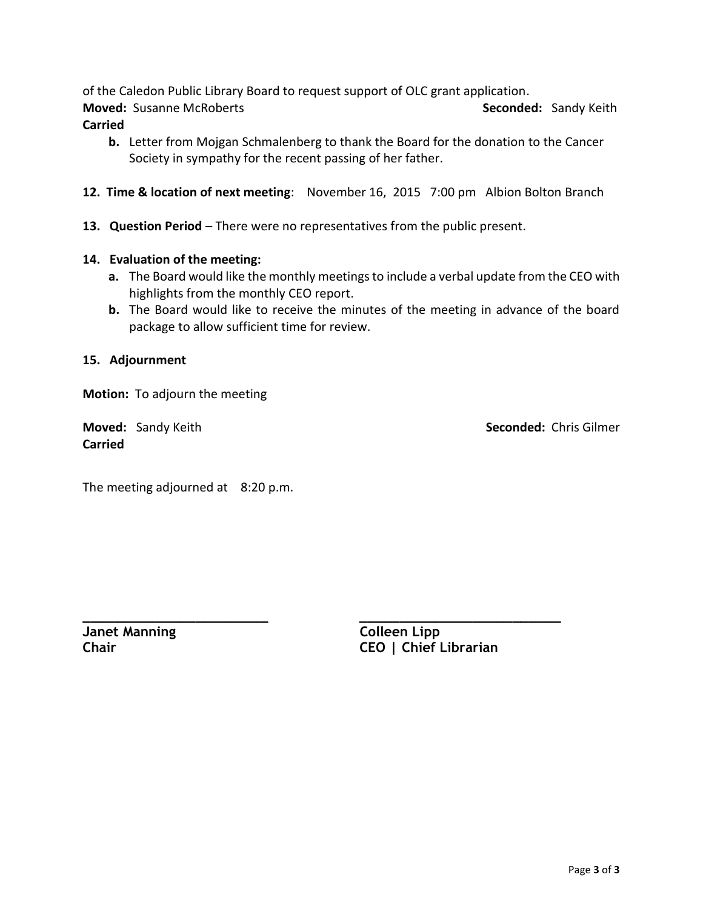of the Caledon Public Library Board to request support of OLC grant application.

**Moved:** Susanne McRoberts **Seconded:** Sandy Keith

**Carried**

**b.** Letter from Mojgan Schmalenberg to thank the Board for the donation to the Cancer Society in sympathy for the recent passing of her father.

**12. Time & location of next meeting**: November 16, 2015 7:00 pm Albion Bolton Branch

**13. Question Period** – There were no representatives from the public present.

**14. Evaluation of the meeting:**

**a.** The Board would like the monthly meetings to include a verbal update from the CEO with highlights from the monthly CEO report.

**b.** The Board would like to receive the minutes of the meeting in advance of the board package to allow sufficient time for review.

**15. Adjournment**

**Motion:** To adjourn the meeting

**Moved:** Sandy Keith **Seconded:** Chris Gilmer

**Carried**

The meeting adjourned at 8:20 p.m.

\_\_\_\_\_\_\_\_\_\_\_\_\_\_\_\_\_\_\_\_\_\_\_\_\_\_
**Janet Manning**
**Chair**

\_\_\_\_\_\_\_\_\_\_\_\_\_\_\_\_\_\_\_\_\_\_\_\_\_\_
**Colleen Lipp**
**CEO | Chief Librarian**